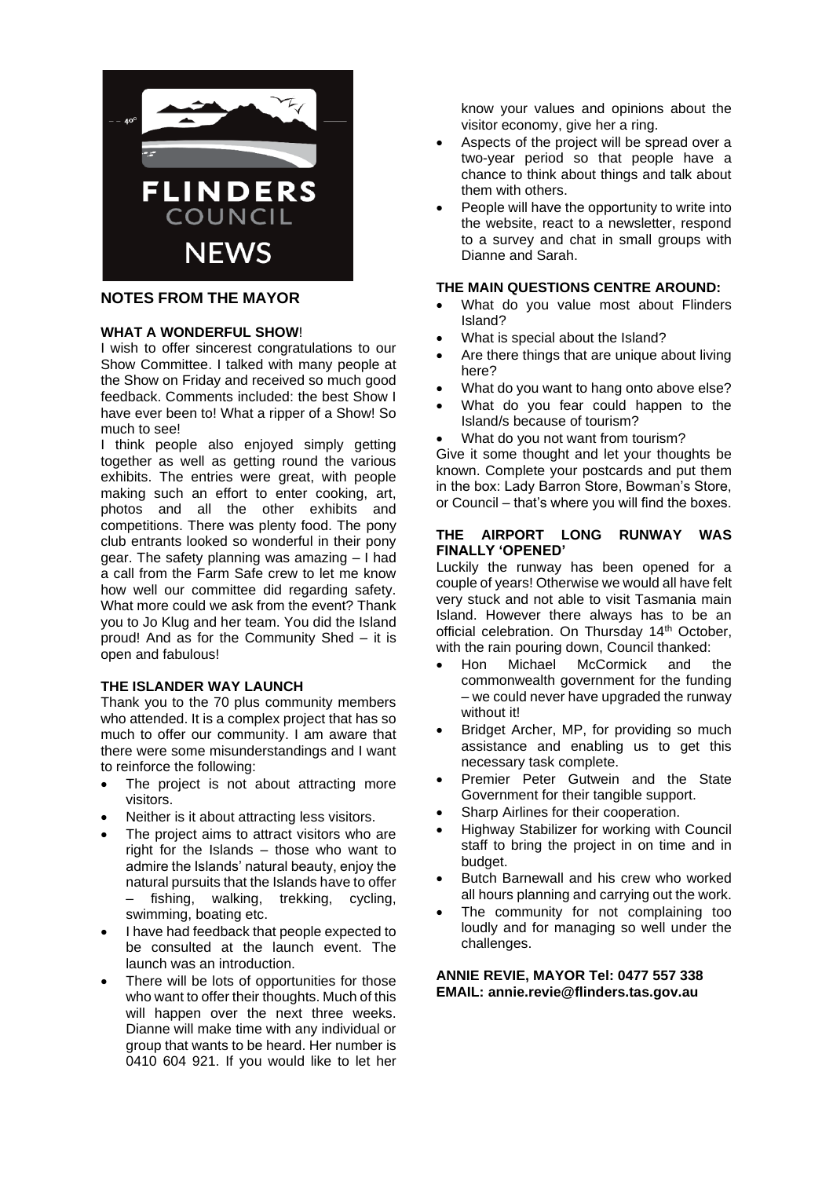# FLINDERS COUNCIL NEWS

## NOTES FROM THE MAYOR

### WHAT A WONDERFUL SHOW!

I wish to offer sincerest congratulations to our Show Committee. I talked with many people at the Show on Friday and received so much good feedback. Comments included: the best Show I have ever been to! What a ripper of a Show! So much to see!

I think people also enjoyed simply getting together as well as getting round the various exhibits. The entries were great, with people making such an effort to enter cooking, art, photos and all the other exhibits and competitions. There was plenty food. The pony club entrants looked so wonderful in their pony gear. The safety planning was amazing – I had a call from the Farm Safe crew to let me know how well our committee did regarding safety. What more could we ask from the event? Thank you to Jo Klug and her team. You did the Island proud! And as for the Community Shed – it is open and fabulous!

### THE ISLANDER WAY LAUNCH

Thank you to the 70 plus community members who attended. It is a complex project that has so much to offer our community. I am aware that there were some misunderstandings and I want to reinforce the following:

- The project is not about attracting more visitors.
- Neither is it about attracting less visitors.
- The project aims to attract visitors who are right for the Islands – those who want to admire the Islands' natural beauty, enjoy the natural pursuits that the Islands have to offer – fishing, walking, trekking, cycling, swimming, boating etc.
- I have had feedback that people expected to be consulted at the launch event. The launch was an introduction.
- There will be lots of opportunities for those who want to offer their thoughts. Much of this will happen over the next three weeks. Dianne will make time with any individual or group that wants to be heard. Her number is 0410 604 921. If you would like to let her know your values and opinions about the visitor economy, give her a ring.
- Aspects of the project will be spread over a two-year period so that people have a chance to think about things and talk about them with others.
- People will have the opportunity to write into the website, react to a newsletter, respond to a survey and chat in small groups with Dianne and Sarah.

### THE MAIN QUESTIONS CENTRE AROUND:

- What do you value most about Flinders Island?
- What is special about the Island?
- Are there things that are unique about living here?
- What do you want to hang onto above else?
- What do you fear could happen to the Island/s because of tourism?
- What do you not want from tourism?

Give it some thought and let your thoughts be known. Complete your postcards and put them in the box: Lady Barron Store, Bowman's Store, or Council – that's where you will find the boxes.

### THE AIRPORT LONG RUNWAY WAS FINALLY 'OPENED'

Luckily the runway has been opened for a couple of years! Otherwise we would all have felt very stuck and not able to visit Tasmania main Island. However there always has to be an official celebration. On Thursday 14th October, with the rain pouring down, Council thanked:

- Hon Michael McCormick and the commonwealth government for the funding – we could never have upgraded the runway without it!
- Bridget Archer, MP, for providing so much assistance and enabling us to get this necessary task complete.
- Premier Peter Gutwein and the State Government for their tangible support.
- Sharp Airlines for their cooperation.
- Highway Stabilizer for working with Council staff to bring the project in on time and in budget.
- Butch Barnewall and his crew who worked all hours planning and carrying out the work.
- The community for not complaining too loudly and for managing so well under the challenges.

**ANNIE REVIE, MAYOR Tel: 0477 557 338**
**EMAIL: annie.revie@flinders.tas.gov.au**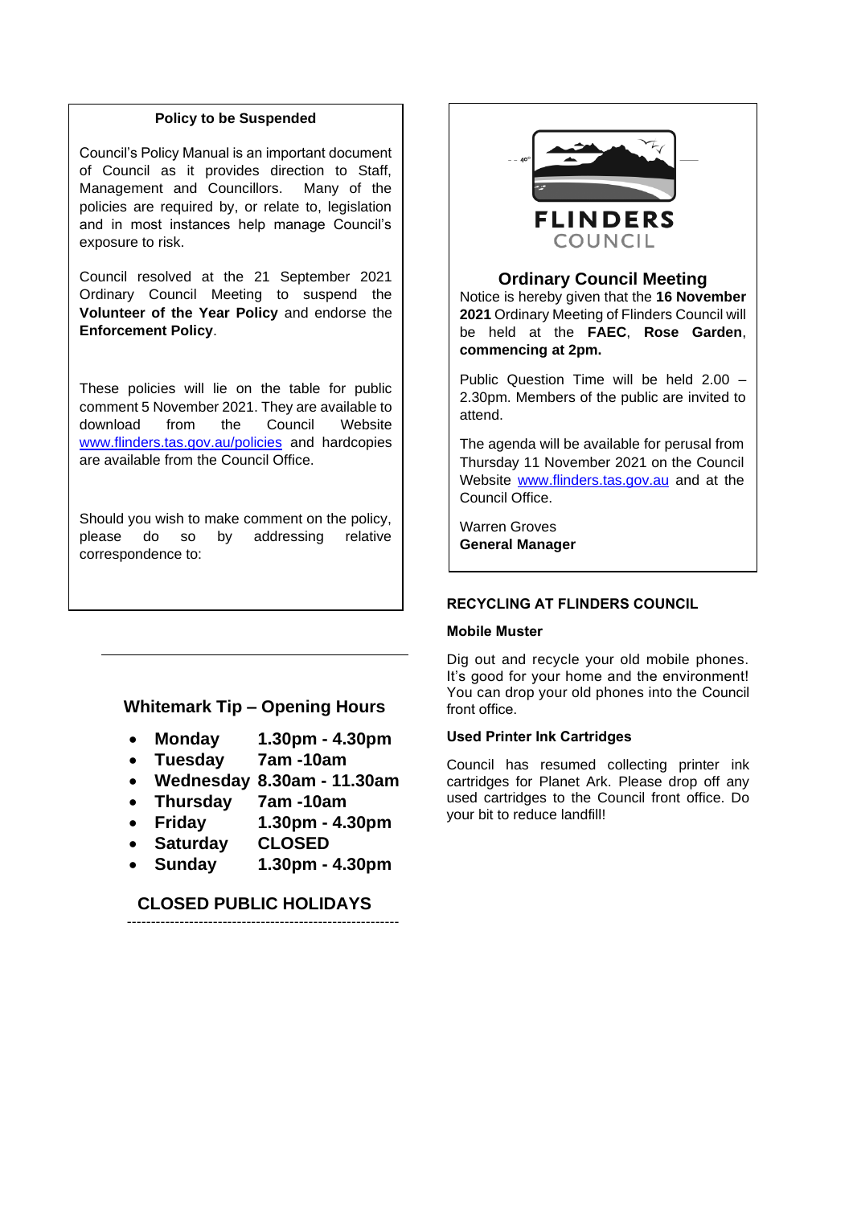### Policy to be Suspended

Council's Policy Manual is an important document of Council as it provides direction to Staff, Management and Councillors. Many of the policies are required by, or relate to, legislation and in most instances help manage Council's exposure to risk.

Council resolved at the 21 September 2021 Ordinary Council Meeting to suspend the **Volunteer of the Year Policy** and endorse the **Enforcement Policy**.

These policies will lie on the table for public comment 5 November 2021. They are available to download from the Council Website www.flinders.tas.gov.au/policies and hardcopies are available from the Council Office.

Should you wish to make comment on the policy, please do so by addressing relative correspondence to:

---

## Whitemark Tip – Opening Hours

- **Monday** **1.30pm - 4.30pm**
- **Tuesday** **7am -10am**
- **Wednesday** **8.30am - 11.30am**
- **Thursday** **7am -10am**
- **Friday** **1.30pm - 4.30pm**
- **Saturday** **CLOSED**
- **Sunday** **1.30pm - 4.30pm**

**CLOSED PUBLIC HOLIDAYS**

---

FLINDERS COUNCIL

## Ordinary Council Meeting

Notice is hereby given that the **16 November 2021** Ordinary Meeting of Flinders Council will be held at the **FAEC**, **Rose Garden**, **commencing at 2pm.**

Public Question Time will be held 2.00 – 2.30pm. Members of the public are invited to attend.

The agenda will be available for perusal from Thursday 11 November 2021 on the Council Website www.flinders.tas.gov.au and at the Council Office.

Warren Groves
**General Manager**

### RECYCLING AT FLINDERS COUNCIL

**Mobile Muster**

Dig out and recycle your old mobile phones. It's good for your home and the environment! You can drop your old phones into the Council front office.

**Used Printer Ink Cartridges**

Council has resumed collecting printer ink cartridges for Planet Ark. Please drop off any used cartridges to the Council front office. Do your bit to reduce landfill!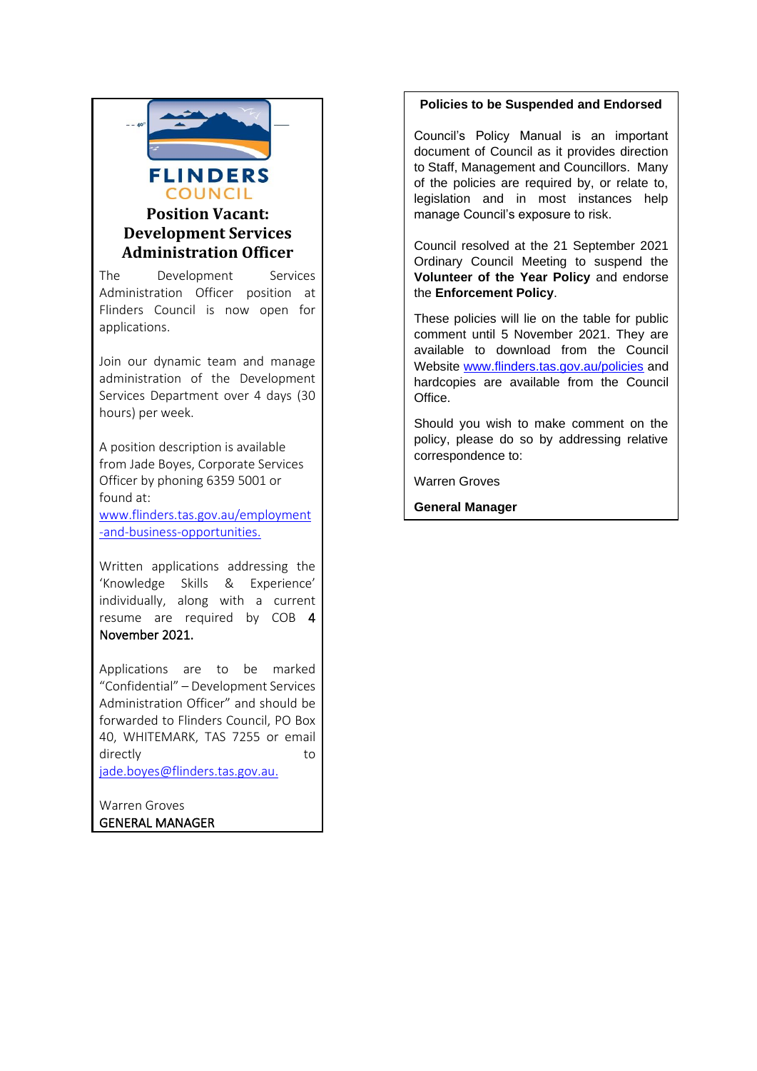FLINDERS COUNCIL

# Position Vacant: Development Services Administration Officer

The Development Services Administration Officer position at Flinders Council is now open for applications.

Join our dynamic team and manage administration of the Development Services Department over 4 days (30 hours) per week.

A position description is available from Jade Boyes, Corporate Services Officer by phoning 6359 5001 or found at: www.flinders.tas.gov.au/employment-and-business-opportunities.

Written applications addressing the 'Knowledge Skills & Experience' individually, along with a current resume are required by COB **4** November 2021.

Applications are to be marked "Confidential" – Development Services Administration Officer" and should be forwarded to Flinders Council, PO Box 40, WHITEMARK, TAS 7255 or email directly to jade.boyes@flinders.tas.gov.au.

Warren Groves
GENERAL MANAGER

## Policies to be Suspended and Endorsed

Council's Policy Manual is an important document of Council as it provides direction to Staff, Management and Councillors. Many of the policies are required by, or relate to, legislation and in most instances help manage Council's exposure to risk.

Council resolved at the 21 September 2021 Ordinary Council Meeting to suspend the **Volunteer of the Year Policy** and endorse the **Enforcement Policy**.

These policies will lie on the table for public comment until 5 November 2021. They are available to download from the Council Website www.flinders.tas.gov.au/policies and hardcopies are available from the Council Office.

Should you wish to make comment on the policy, please do so by addressing relative correspondence to:

Warren Groves

**General Manager**